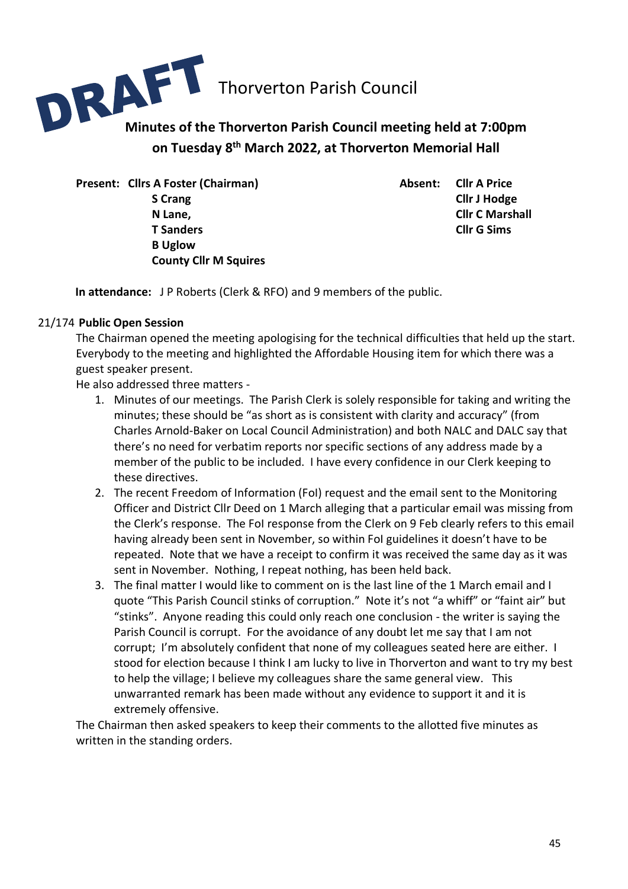**DRAFT**

# Thorverton Parish Council

## Minutes of the Thorverton Parish Council meeting held at 7:00pm on Tuesday 8th March 2022, at Thorverton Memorial Hall

**Present:** **Cllrs A Foster (Chairman)**
**S Crang**
**N Lane,**
**T Sanders**
**B Uglow**
**County Cllr M Squires**

**Absent:** **Cllr A Price**
**Cllr J Hodge**
**Cllr C Marshall**
**Cllr G Sims**

**In attendance:** J P Roberts (Clerk & RFO) and 9 members of the public.

21/174 **Public Open Session**

The Chairman opened the meeting apologising for the technical difficulties that held up the start. Everybody to the meeting and highlighted the Affordable Housing item for which there was a guest speaker present.

He also addressed three matters -

1. Minutes of our meetings. The Parish Clerk is solely responsible for taking and writing the minutes; these should be "as short as is consistent with clarity and accuracy" (from Charles Arnold-Baker on Local Council Administration) and both NALC and DALC say that there's no need for verbatim reports nor specific sections of any address made by a member of the public to be included. I have every confidence in our Clerk keeping to these directives.
2. The recent Freedom of Information (FoI) request and the email sent to the Monitoring Officer and District Cllr Deed on 1 March alleging that a particular email was missing from the Clerk's response. The FoI response from the Clerk on 9 Feb clearly refers to this email having already been sent in November, so within FoI guidelines it doesn't have to be repeated. Note that we have a receipt to confirm it was received the same day as it was sent in November. Nothing, I repeat nothing, has been held back.
3. The final matter I would like to comment on is the last line of the 1 March email and I quote "This Parish Council stinks of corruption." Note it's not "a whiff" or "faint air" but "stinks". Anyone reading this could only reach one conclusion - the writer is saying the Parish Council is corrupt. For the avoidance of any doubt let me say that I am not corrupt; I'm absolutely confident that none of my colleagues seated here are either. I stood for election because I think I am lucky to live in Thorverton and want to try my best to help the village; I believe my colleagues share the same general view. This unwarranted remark has been made without any evidence to support it and it is extremely offensive.

The Chairman then asked speakers to keep their comments to the allotted five minutes as written in the standing orders.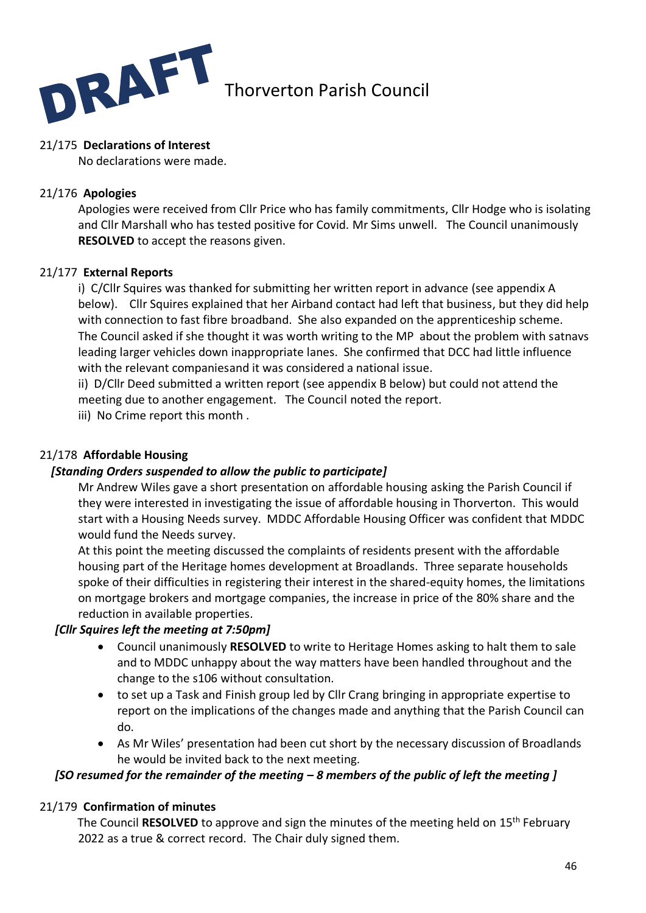DRAFT

# Thorverton Parish Council

21/175 **Declarations of Interest**

No declarations were made.

21/176 **Apologies**

Apologies were received from Cllr Price who has family commitments, Cllr Hodge who is isolating and Cllr Marshall who has tested positive for Covid. Mr Sims unwell. The Council unanimously **RESOLVED** to accept the reasons given.

21/177 **External Reports**

i) C/Cllr Squires was thanked for submitting her written report in advance (see appendix A below). Cllr Squires explained that her Airband contact had left that business, but they did help with connection to fast fibre broadband. She also expanded on the apprenticeship scheme. The Council asked if she thought it was worth writing to the MP about the problem with satnavs leading larger vehicles down inappropriate lanes. She confirmed that DCC had little influence with the relevant companiesand it was considered a national issue.

ii) D/Cllr Deed submitted a written report (see appendix B below) but could not attend the meeting due to another engagement. The Council noted the report.

iii) No Crime report this month .

21/178 **Affordable Housing**

***[Standing Orders suspended to allow the public to participate]***

Mr Andrew Wiles gave a short presentation on affordable housing asking the Parish Council if they were interested in investigating the issue of affordable housing in Thorverton. This would start with a Housing Needs survey. MDDC Affordable Housing Officer was confident that MDDC would fund the Needs survey.

At this point the meeting discussed the complaints of residents present with the affordable housing part of the Heritage homes development at Broadlands. Three separate households spoke of their difficulties in registering their interest in the shared-equity homes, the limitations on mortgage brokers and mortgage companies, the increase in price of the 80% share and the reduction in available properties.

***[Cllr Squires left the meeting at 7:50pm]***

- Council unanimously **RESOLVED** to write to Heritage Homes asking to halt them to sale and to MDDC unhappy about the way matters have been handled throughout and the change to the s106 without consultation.
- to set up a Task and Finish group led by Cllr Crang bringing in appropriate expertise to report on the implications of the changes made and anything that the Parish Council can do.
- As Mr Wiles' presentation had been cut short by the necessary discussion of Broadlands he would be invited back to the next meeting.

***[SO resumed for the remainder of the meeting – 8 members of the public of left the meeting ]***

21/179 **Confirmation of minutes**

The Council **RESOLVED** to approve and sign the minutes of the meeting held on 15th February 2022 as a true & correct record. The Chair duly signed them.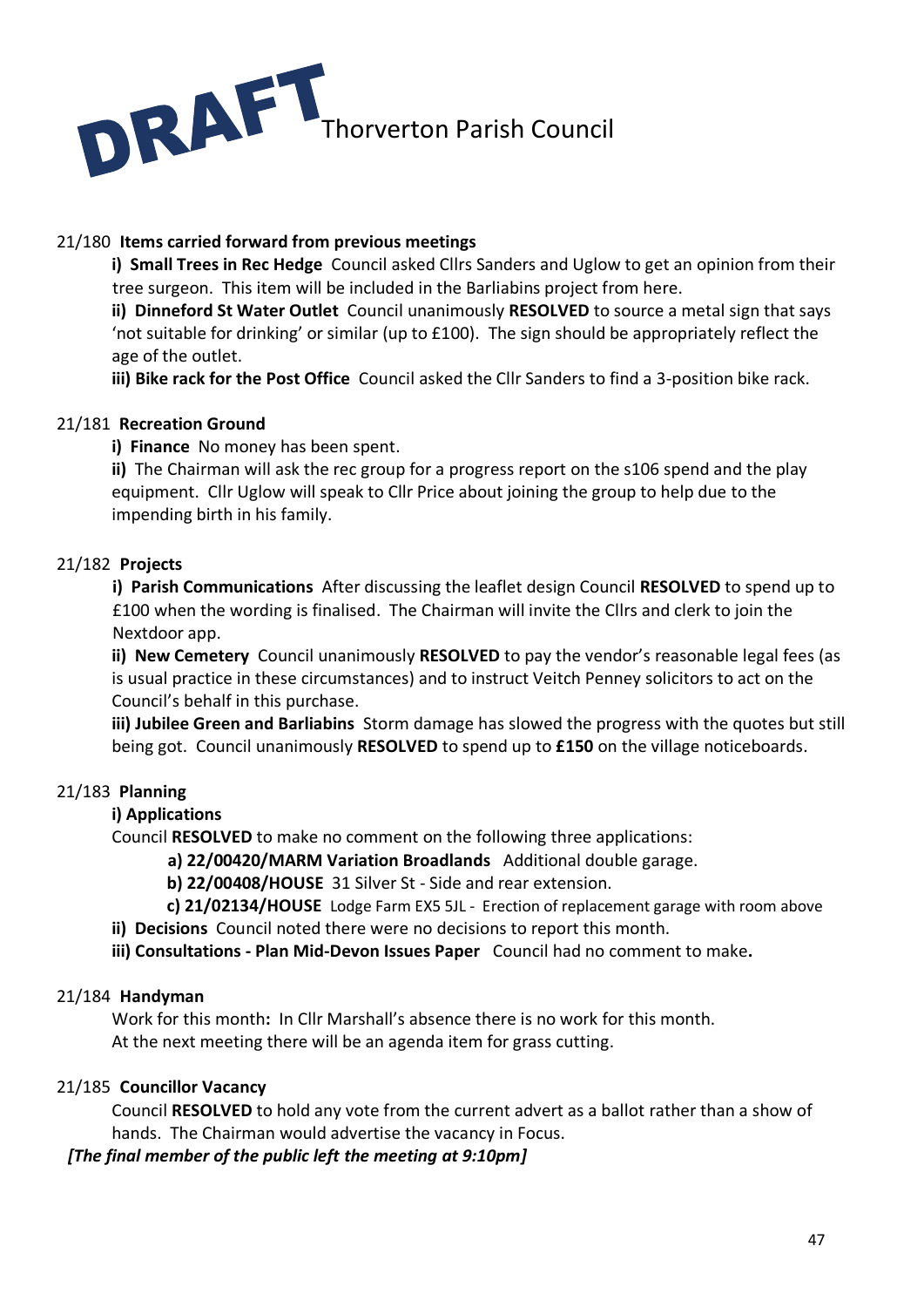**DRAFT** Thorverton Parish Council

21/180 **Items carried forward from previous meetings**

**i) Small Trees in Rec Hedge** Council asked Cllrs Sanders and Uglow to get an opinion from their tree surgeon. This item will be included in the Barliabins project from here.

**ii) Dinneford St Water Outlet** Council unanimously **RESOLVED** to source a metal sign that says 'not suitable for drinking' or similar (up to £100). The sign should be appropriately reflect the age of the outlet.

**iii) Bike rack for the Post Office** Council asked the Cllr Sanders to find a 3-position bike rack.

21/181 **Recreation Ground**

**i) Finance** No money has been spent.

**ii)** The Chairman will ask the rec group for a progress report on the s106 spend and the play equipment. Cllr Uglow will speak to Cllr Price about joining the group to help due to the impending birth in his family.

21/182 **Projects**

**i) Parish Communications** After discussing the leaflet design Council **RESOLVED** to spend up to £100 when the wording is finalised. The Chairman will invite the Cllrs and clerk to join the Nextdoor app.

**ii) New Cemetery** Council unanimously **RESOLVED** to pay the vendor's reasonable legal fees (as is usual practice in these circumstances) and to instruct Veitch Penney solicitors to act on the Council's behalf in this purchase.

**iii) Jubilee Green and Barliabins** Storm damage has slowed the progress with the quotes but still being got. Council unanimously **RESOLVED** to spend up to **£150** on the village noticeboards.

21/183 **Planning**

**i) Applications**

Council **RESOLVED** to make no comment on the following three applications:

**a) 22/00420/MARM Variation Broadlands** Additional double garage.

**b) 22/00408/HOUSE** 31 Silver St - Side and rear extension.

**c) 21/02134/HOUSE** Lodge Farm EX5 5JL - Erection of replacement garage with room above

**ii) Decisions** Council noted there were no decisions to report this month.

**iii) Consultations - Plan Mid-Devon Issues Paper** Council had no comment to make**.**

21/184 **Handyman**

Work for this month**:** In Cllr Marshall's absence there is no work for this month. At the next meeting there will be an agenda item for grass cutting.

21/185 **Councillor Vacancy**

Council **RESOLVED** to hold any vote from the current advert as a ballot rather than a show of hands. The Chairman would advertise the vacancy in Focus.

***[The final member of the public left the meeting at 9:10pm]***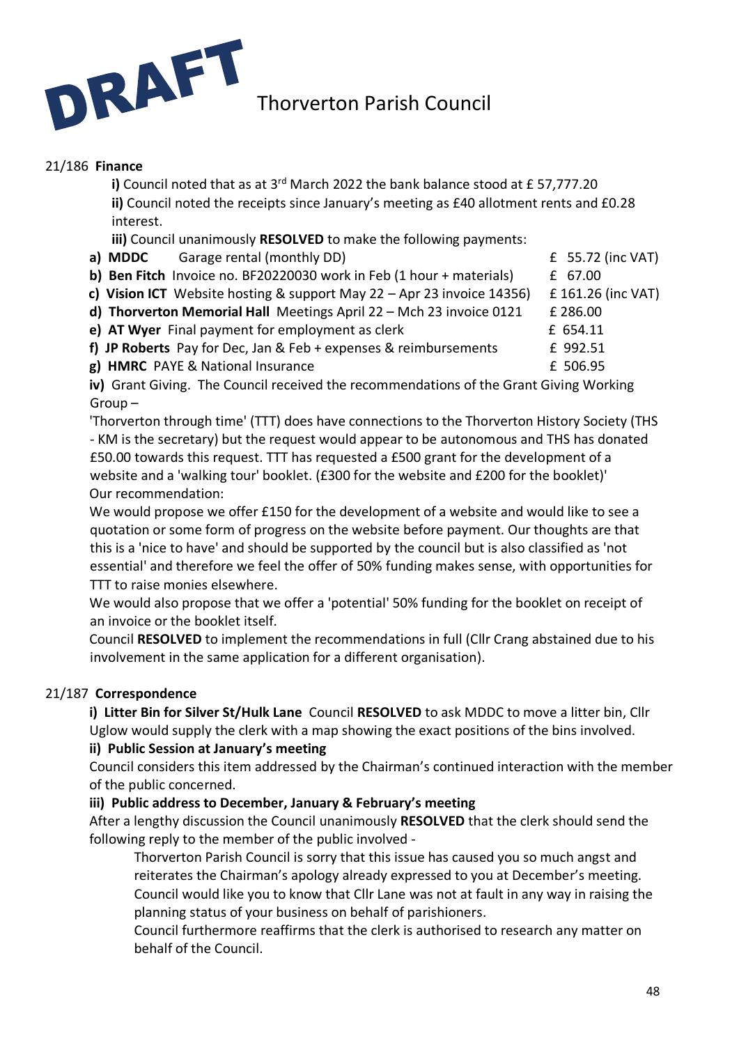DRAFT

# Thorverton Parish Council

21/186 **Finance**

**i)** Council noted that as at 3rd March 2022 the bank balance stood at £ 57,777.20

**ii)** Council noted the receipts since January's meeting as £40 allotment rents and £0.28 interest.

**iii)** Council unanimously **RESOLVED** to make the following payments:

| | |
|---|---|
| **a) MDDC** Garage rental (monthly DD) | £ 55.72 (inc VAT) |
| **b) Ben Fitch** Invoice no. BF20220030 work in Feb (1 hour + materials) | £ 67.00 |
| **c) Vision ICT** Website hosting & support May 22 – Apr 23 invoice 14356) | £ 161.26 (inc VAT) |
| **d) Thorverton Memorial Hall** Meetings April 22 – Mch 23 invoice 0121 | £ 286.00 |
| **e) AT Wyer** Final payment for employment as clerk | £ 654.11 |
| **f) JP Roberts** Pay for Dec, Jan & Feb + expenses & reimbursements | £ 992.51 |
| **g) HMRC** PAYE & National Insurance | £ 506.95 |

**iv)** Grant Giving. The Council received the recommendations of the Grant Giving Working Group –

'Thorverton through time' (TTT) does have connections to the Thorverton History Society (THS - KM is the secretary) but the request would appear to be autonomous and THS has donated £50.00 towards this request. TTT has requested a £500 grant for the development of a website and a 'walking tour' booklet. (£300 for the website and £200 for the booklet)'

Our recommendation:

We would propose we offer £150 for the development of a website and would like to see a quotation or some form of progress on the website before payment. Our thoughts are that this is a 'nice to have' and should be supported by the council but is also classified as 'not essential' and therefore we feel the offer of 50% funding makes sense, with opportunities for TTT to raise monies elsewhere.

We would also propose that we offer a 'potential' 50% funding for the booklet on receipt of an invoice or the booklet itself.

Council **RESOLVED** to implement the recommendations in full (Cllr Crang abstained due to his involvement in the same application for a different organisation).

21/187 **Correspondence**

**i) Litter Bin for Silver St/Hulk Lane** Council **RESOLVED** to ask MDDC to move a litter bin, Cllr Uglow would supply the clerk with a map showing the exact positions of the bins involved.

**ii) Public Session at January's meeting**

Council considers this item addressed by the Chairman's continued interaction with the member of the public concerned.

**iii) Public address to December, January & February's meeting**

After a lengthy discussion the Council unanimously **RESOLVED** that the clerk should send the following reply to the member of the public involved -

> Thorverton Parish Council is sorry that this issue has caused you so much angst and reiterates the Chairman's apology already expressed to you at December's meeting. Council would like you to know that Cllr Lane was not at fault in any way in raising the planning status of your business on behalf of parishioners.
>
> Council furthermore reaffirms that the clerk is authorised to research any matter on behalf of the Council.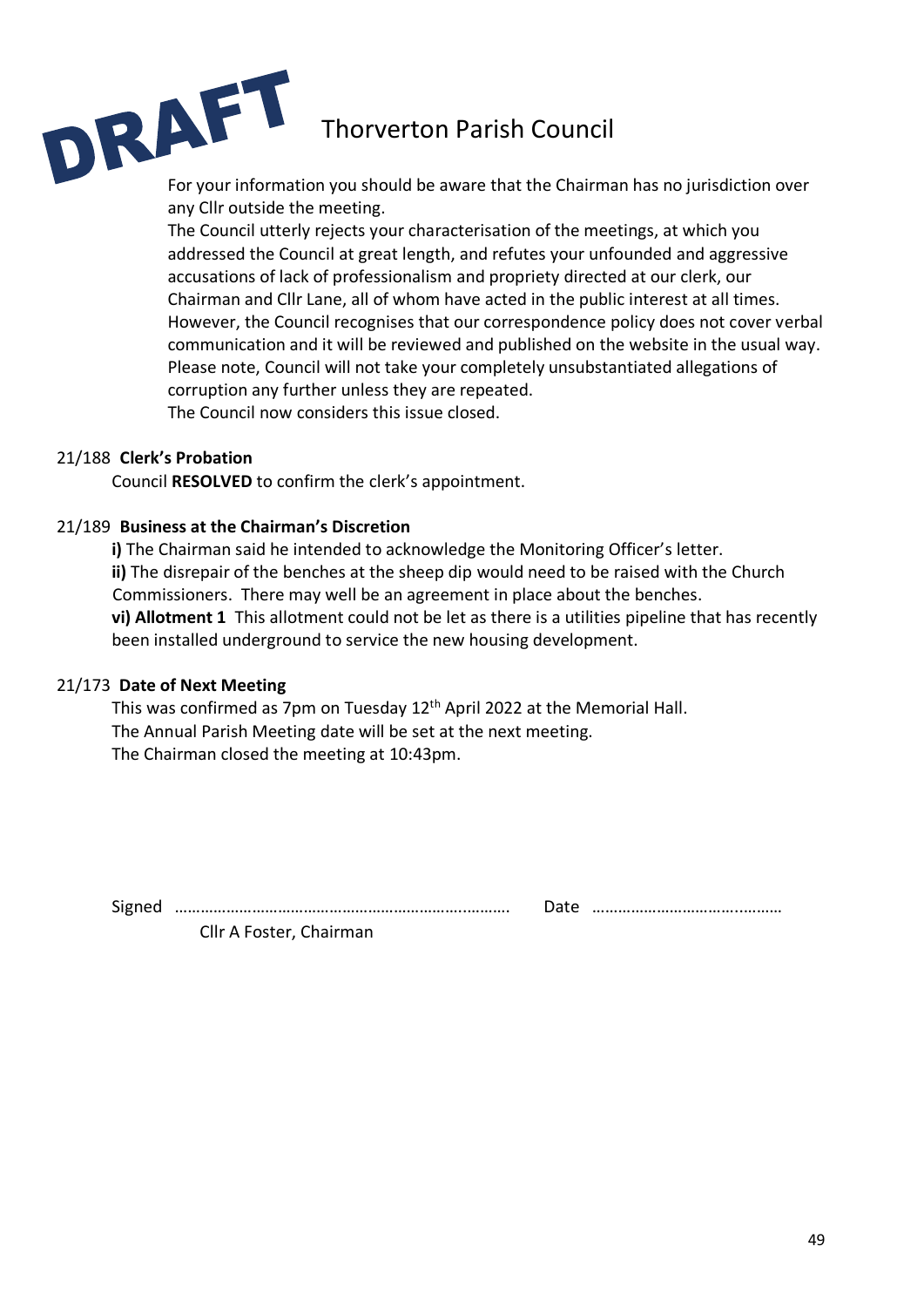DRAFT

# Thorverton Parish Council

For your information you should be aware that the Chairman has no jurisdiction over any Cllr outside the meeting.
The Council utterly rejects your characterisation of the meetings, at which you addressed the Council at great length, and refutes your unfounded and aggressive accusations of lack of professionalism and propriety directed at our clerk, our Chairman and Cllr Lane, all of whom have acted in the public interest at all times. However, the Council recognises that our correspondence policy does not cover verbal communication and it will be reviewed and published on the website in the usual way. Please note, Council will not take your completely unsubstantiated allegations of corruption any further unless they are repeated.
The Council now considers this issue closed.

21/188 **Clerk's Probation**

Council **RESOLVED** to confirm the clerk's appointment.

21/189 **Business at the Chairman's Discretion**

**i)** The Chairman said he intended to acknowledge the Monitoring Officer's letter.
**ii)** The disrepair of the benches at the sheep dip would need to be raised with the Church Commissioners. There may well be an agreement in place about the benches.
**vi) Allotment 1** This allotment could not be let as there is a utilities pipeline that has recently been installed underground to service the new housing development.

21/173 **Date of Next Meeting**

This was confirmed as 7pm on Tuesday 12th April 2022 at the Memorial Hall.
The Annual Parish Meeting date will be set at the next meeting.
The Chairman closed the meeting at 10:43pm.

Signed ………………………………………………………………… Date ……………………………………

Cllr A Foster, Chairman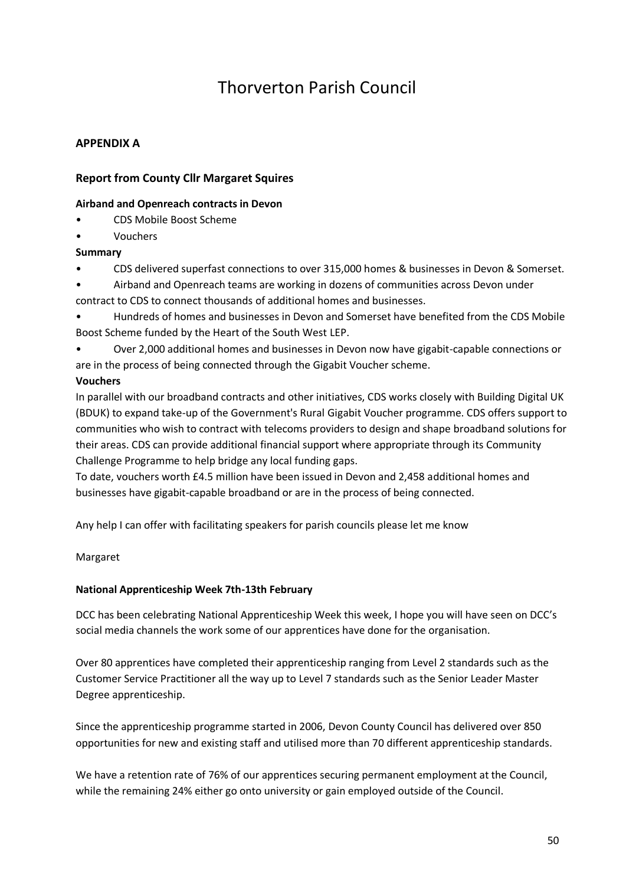# Thorverton Parish Council

## APPENDIX A

### Report from County Cllr Margaret Squires

**Airband and Openreach contracts in Devon**

- CDS Mobile Boost Scheme
- Vouchers

**Summary**

- CDS delivered superfast connections to over 315,000 homes & businesses in Devon & Somerset.
- Airband and Openreach teams are working in dozens of communities across Devon under contract to CDS to connect thousands of additional homes and businesses.
- Hundreds of homes and businesses in Devon and Somerset have benefited from the CDS Mobile Boost Scheme funded by the Heart of the South West LEP.
- Over 2,000 additional homes and businesses in Devon now have gigabit-capable connections or are in the process of being connected through the Gigabit Voucher scheme.

**Vouchers**

In parallel with our broadband contracts and other initiatives, CDS works closely with Building Digital UK (BDUK) to expand take-up of the Government's Rural Gigabit Voucher programme. CDS offers support to communities who wish to contract with telecoms providers to design and shape broadband solutions for their areas. CDS can provide additional financial support where appropriate through its Community Challenge Programme to help bridge any local funding gaps.

To date, vouchers worth £4.5 million have been issued in Devon and 2,458 additional homes and businesses have gigabit-capable broadband or are in the process of being connected.

Any help I can offer with facilitating speakers for parish councils please let me know

Margaret

**National Apprenticeship Week 7th-13th February**

DCC has been celebrating National Apprenticeship Week this week, I hope you will have seen on DCC's social media channels the work some of our apprentices have done for the organisation.

Over 80 apprentices have completed their apprenticeship ranging from Level 2 standards such as the Customer Service Practitioner all the way up to Level 7 standards such as the Senior Leader Master Degree apprenticeship.

Since the apprenticeship programme started in 2006, Devon County Council has delivered over 850 opportunities for new and existing staff and utilised more than 70 different apprenticeship standards.

We have a retention rate of 76% of our apprentices securing permanent employment at the Council, while the remaining 24% either go onto university or gain employed outside of the Council.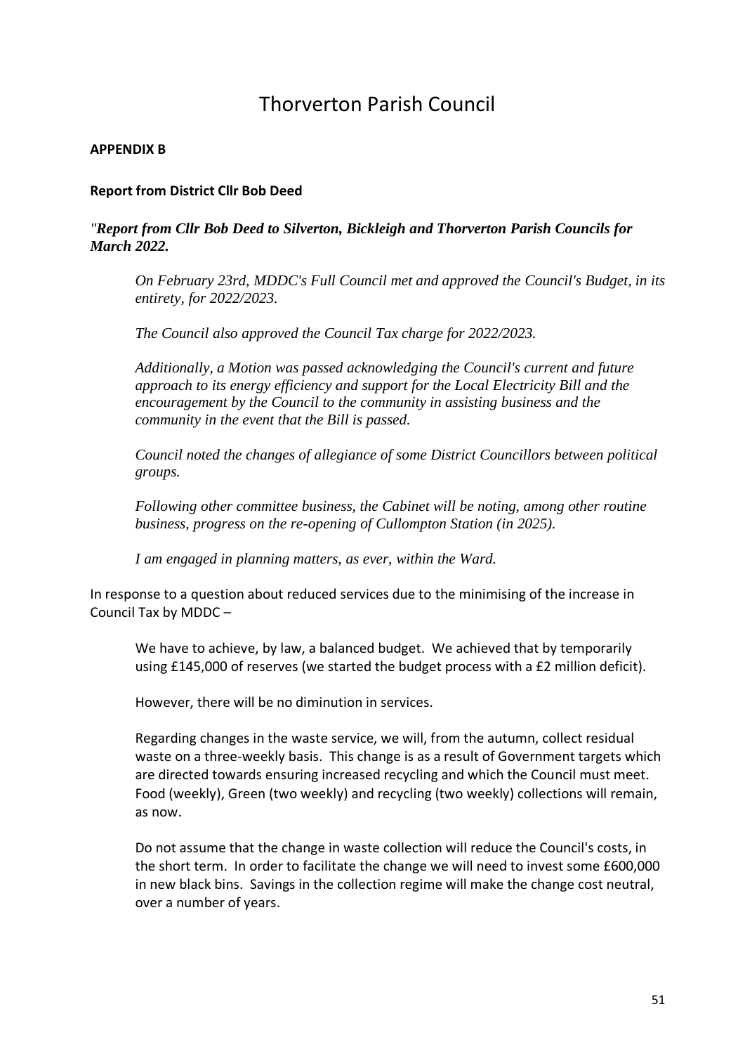# Thorverton Parish Council

**APPENDIX B**

**Report from District Cllr Bob Deed**

*"**Report from Cllr Bob Deed to Silverton, Bickleigh and Thorverton Parish Councils for March 2022.***

> *On February 23rd, MDDC's Full Council met and approved the Council's Budget, in its entirety, for 2022/2023.*
>
> *The Council also approved the Council Tax charge for 2022/2023.*
>
> *Additionally, a Motion was passed acknowledging the Council's current and future approach to its energy efficiency and support for the Local Electricity Bill and the encouragement by the Council to the community in assisting business and the community in the event that the Bill is passed.*
>
> *Council noted the changes of allegiance of some District Councillors between political groups.*
>
> *Following other committee business, the Cabinet will be noting, among other routine business, progress on the re-opening of Cullompton Station (in 2025).*
>
> *I am engaged in planning matters, as ever, within the Ward.*

In response to a question about reduced services due to the minimising of the increase in Council Tax by MDDC –

> We have to achieve, by law, a balanced budget. We achieved that by temporarily using £145,000 of reserves (we started the budget process with a £2 million deficit).
>
> However, there will be no diminution in services.
>
> Regarding changes in the waste service, we will, from the autumn, collect residual waste on a three-weekly basis. This change is as a result of Government targets which are directed towards ensuring increased recycling and which the Council must meet. Food (weekly), Green (two weekly) and recycling (two weekly) collections will remain, as now.
>
> Do not assume that the change in waste collection will reduce the Council's costs, in the short term. In order to facilitate the change we will need to invest some £600,000 in new black bins. Savings in the collection regime will make the change cost neutral, over a number of years.